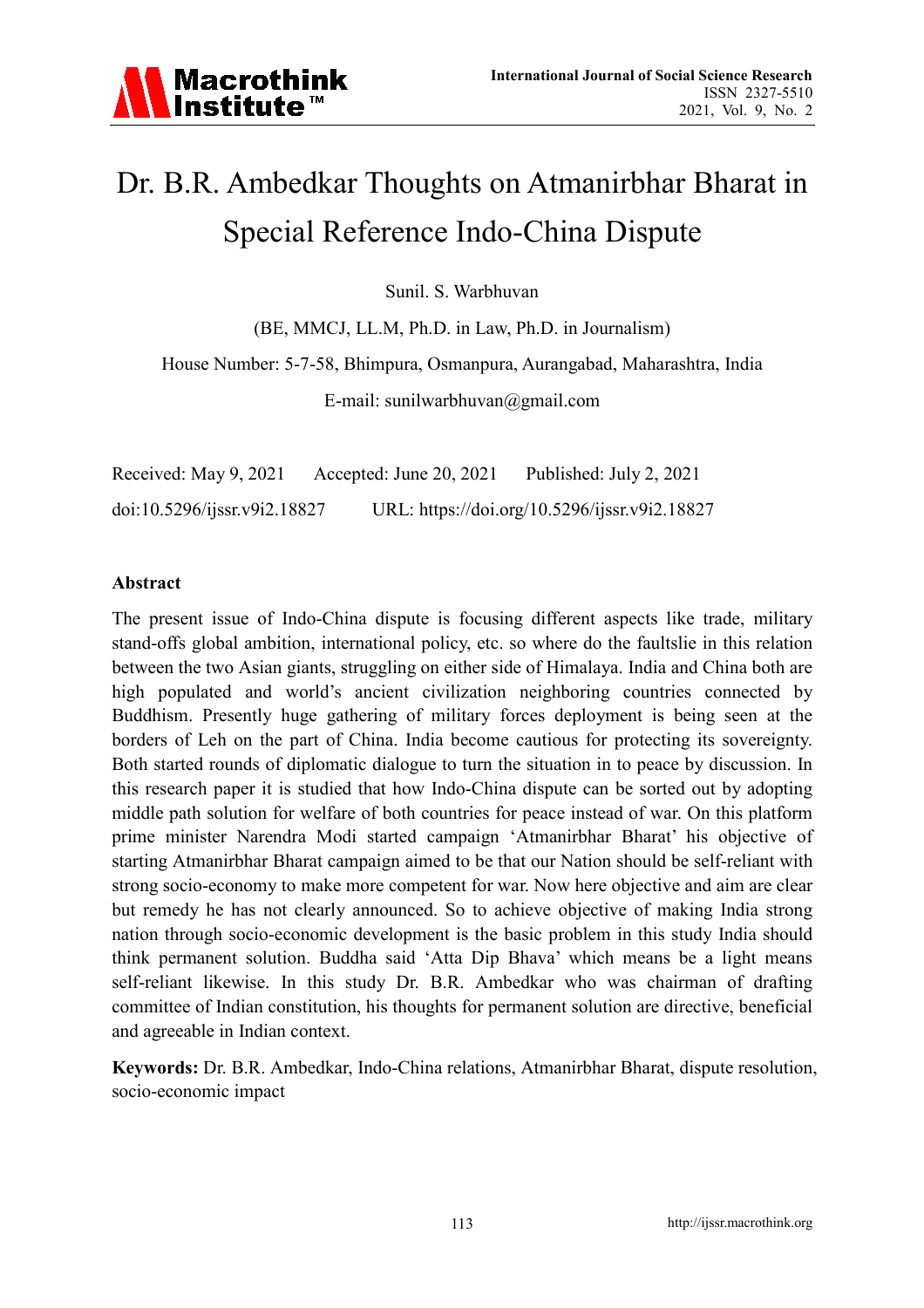# Dr. B.R. Ambedkar Thoughts on Atmanirbhar Bharat in Special Reference Indo-China Dispute

Sunil. S. Warbhuvan

(BE, MMCJ, LL.M, Ph.D. in Law, Ph.D. in Journalism)

House Number: 5-7-58, Bhimpura, Osmanpura, Aurangabad, Maharashtra, India

E-mail: sunilwarbhuvan@gmail.com

Received: May 9, 2021 Accepted: June 20, 2021 Published: July 2, 2021

doi:10.5296/ijssr.v9i2.18827 URL: https://doi.org/10.5296/ijssr.v9i2.18827

## Abstract

The present issue of Indo-China dispute is focusing different aspects like trade, military stand-offs global ambition, international policy, etc. so where do the faultslie in this relation between the two Asian giants, struggling on either side of Himalaya. India and China both are high populated and world's ancient civilization neighboring countries connected by Buddhism. Presently huge gathering of military forces deployment is being seen at the borders of Leh on the part of China. India become cautious for protecting its sovereignty. Both started rounds of diplomatic dialogue to turn the situation in to peace by discussion. In this research paper it is studied that how Indo-China dispute can be sorted out by adopting middle path solution for welfare of both countries for peace instead of war. On this platform prime minister Narendra Modi started campaign 'Atmanirbhar Bharat' his objective of starting Atmanirbhar Bharat campaign aimed to be that our Nation should be self-reliant with strong socio-economy to make more competent for war. Now here objective and aim are clear but remedy he has not clearly announced. So to achieve objective of making India strong nation through socio-economic development is the basic problem in this study India should think permanent solution. Buddha said 'Atta Dip Bhava' which means be a light means self-reliant likewise. In this study Dr. B.R. Ambedkar who was chairman of drafting committee of Indian constitution, his thoughts for permanent solution are directive, beneficial and agreeable in Indian context.

**Keywords:** Dr. B.R. Ambedkar, Indo-China relations, Atmanirbhar Bharat, dispute resolution, socio-economic impact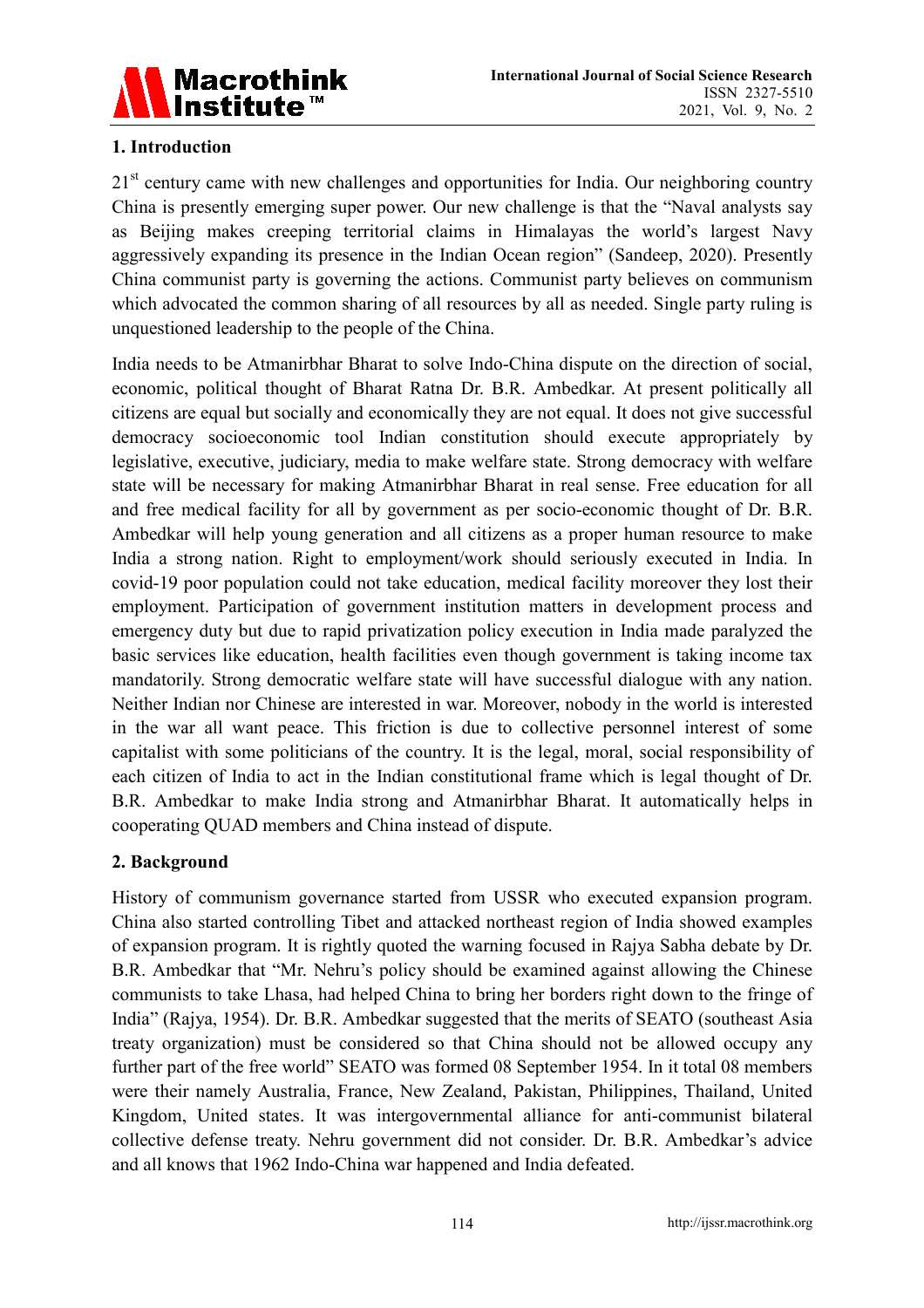## 1. Introduction

21st century came with new challenges and opportunities for India. Our neighboring country China is presently emerging super power. Our new challenge is that the "Naval analysts say as Beijing makes creeping territorial claims in Himalayas the world's largest Navy aggressively expanding its presence in the Indian Ocean region" (Sandeep, 2020). Presently China communist party is governing the actions. Communist party believes on communism which advocated the common sharing of all resources by all as needed. Single party ruling is unquestioned leadership to the people of the China.

India needs to be Atmanirbhar Bharat to solve Indo-China dispute on the direction of social, economic, political thought of Bharat Ratna Dr. B.R. Ambedkar. At present politically all citizens are equal but socially and economically they are not equal. It does not give successful democracy socioeconomic tool Indian constitution should execute appropriately by legislative, executive, judiciary, media to make welfare state. Strong democracy with welfare state will be necessary for making Atmanirbhar Bharat in real sense. Free education for all and free medical facility for all by government as per socio-economic thought of Dr. B.R. Ambedkar will help young generation and all citizens as a proper human resource to make India a strong nation. Right to employment/work should seriously executed in India. In covid-19 poor population could not take education, medical facility moreover they lost their employment. Participation of government institution matters in development process and emergency duty but due to rapid privatization policy execution in India made paralyzed the basic services like education, health facilities even though government is taking income tax mandatorily. Strong democratic welfare state will have successful dialogue with any nation. Neither Indian nor Chinese are interested in war. Moreover, nobody in the world is interested in the war all want peace. This friction is due to collective personnel interest of some capitalist with some politicians of the country. It is the legal, moral, social responsibility of each citizen of India to act in the Indian constitutional frame which is legal thought of Dr. B.R. Ambedkar to make India strong and Atmanirbhar Bharat. It automatically helps in cooperating QUAD members and China instead of dispute.

## 2. Background

History of communism governance started from USSR who executed expansion program. China also started controlling Tibet and attacked northeast region of India showed examples of expansion program. It is rightly quoted the warning focused in Rajya Sabha debate by Dr. B.R. Ambedkar that "Mr. Nehru's policy should be examined against allowing the Chinese communists to take Lhasa, had helped China to bring her borders right down to the fringe of India" (Rajya, 1954). Dr. B.R. Ambedkar suggested that the merits of SEATO (southeast Asia treaty organization) must be considered so that China should not be allowed occupy any further part of the free world" SEATO was formed 08 September 1954. In it total 08 members were their namely Australia, France, New Zealand, Pakistan, Philippines, Thailand, United Kingdom, United states. It was intergovernmental alliance for anti-communist bilateral collective defense treaty. Nehru government did not consider. Dr. B.R. Ambedkar's advice and all knows that 1962 Indo-China war happened and India defeated.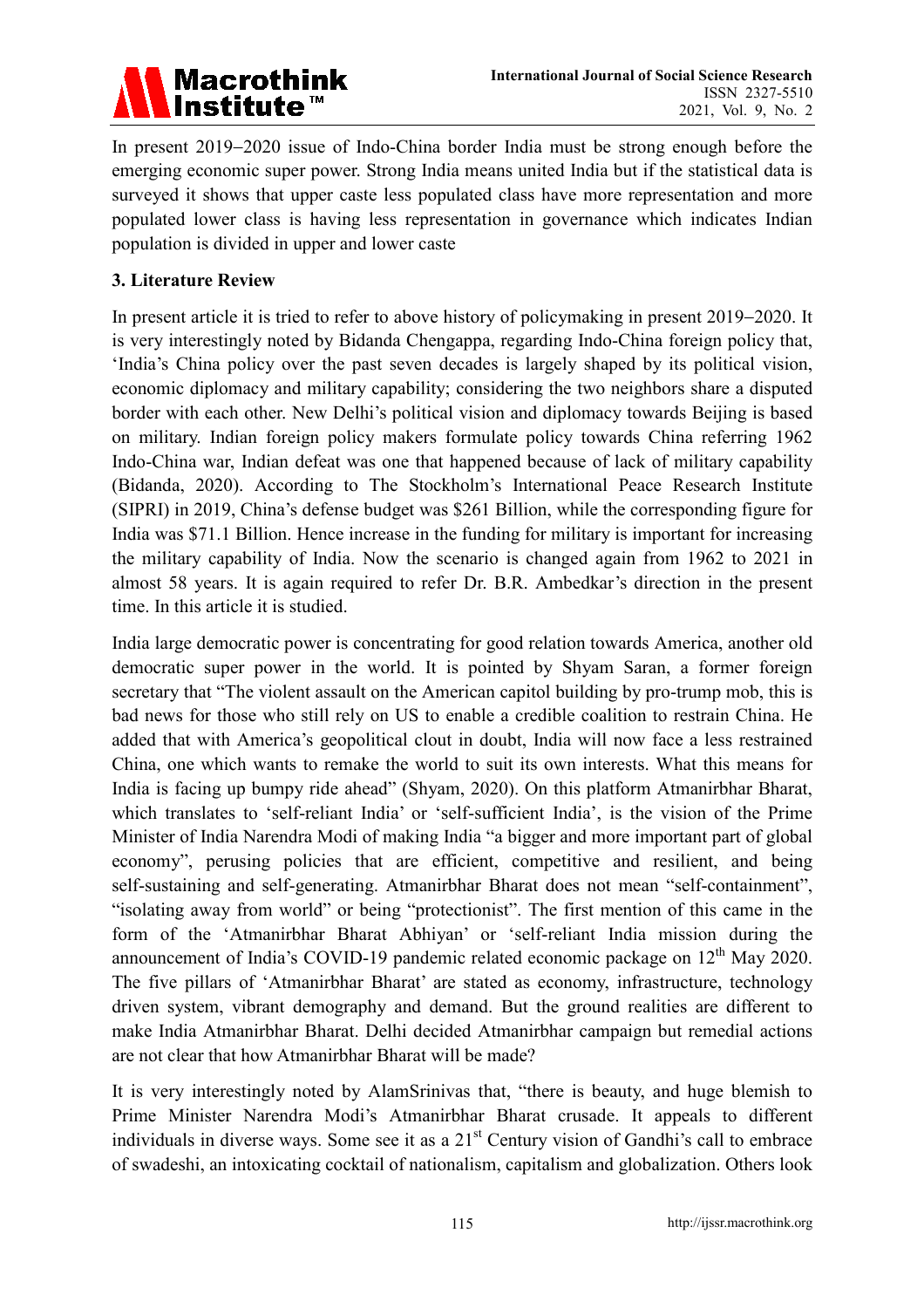In present 2019−2020 issue of Indo-China border India must be strong enough before the emerging economic super power. Strong India means united India but if the statistical data is surveyed it shows that upper caste less populated class have more representation and more populated lower class is having less representation in governance which indicates Indian population is divided in upper and lower caste

## 3. Literature Review

In present article it is tried to refer to above history of policymaking in present 2019−2020. It is very interestingly noted by Bidanda Chengappa, regarding Indo-China foreign policy that, 'India's China policy over the past seven decades is largely shaped by its political vision, economic diplomacy and military capability; considering the two neighbors share a disputed border with each other. New Delhi's political vision and diplomacy towards Beijing is based on military. Indian foreign policy makers formulate policy towards China referring 1962 Indo-China war, Indian defeat was one that happened because of lack of military capability (Bidanda, 2020). According to The Stockholm's International Peace Research Institute (SIPRI) in 2019, China's defense budget was $261 Billion, while the corresponding figure for India was $71.1 Billion. Hence increase in the funding for military is important for increasing the military capability of India. Now the scenario is changed again from 1962 to 2021 in almost 58 years. It is again required to refer Dr. B.R. Ambedkar's direction in the present time. In this article it is studied.

India large democratic power is concentrating for good relation towards America, another old democratic super power in the world. It is pointed by Shyam Saran, a former foreign secretary that "The violent assault on the American capitol building by pro-trump mob, this is bad news for those who still rely on US to enable a credible coalition to restrain China. He added that with America's geopolitical clout in doubt, India will now face a less restrained China, one which wants to remake the world to suit its own interests. What this means for India is facing up bumpy ride ahead" (Shyam, 2020). On this platform Atmanirbhar Bharat, which translates to 'self-reliant India' or 'self-sufficient India', is the vision of the Prime Minister of India Narendra Modi of making India "a bigger and more important part of global economy", perusing policies that are efficient, competitive and resilient, and being self-sustaining and self-generating. Atmanirbhar Bharat does not mean "self-containment", "isolating away from world" or being "protectionist". The first mention of this came in the form of the 'Atmanirbhar Bharat Abhiyan' or 'self-reliant India mission during the announcement of India's COVID-19 pandemic related economic package on 12th May 2020. The five pillars of 'Atmanirbhar Bharat' are stated as economy, infrastructure, technology driven system, vibrant demography and demand. But the ground realities are different to make India Atmanirbhar Bharat. Delhi decided Atmanirbhar campaign but remedial actions are not clear that how Atmanirbhar Bharat will be made?

It is very interestingly noted by AlamSrinivas that, "there is beauty, and huge blemish to Prime Minister Narendra Modi's Atmanirbhar Bharat crusade. It appeals to different individuals in diverse ways. Some see it as a 21st Century vision of Gandhi's call to embrace of swadeshi, an intoxicating cocktail of nationalism, capitalism and globalization. Others look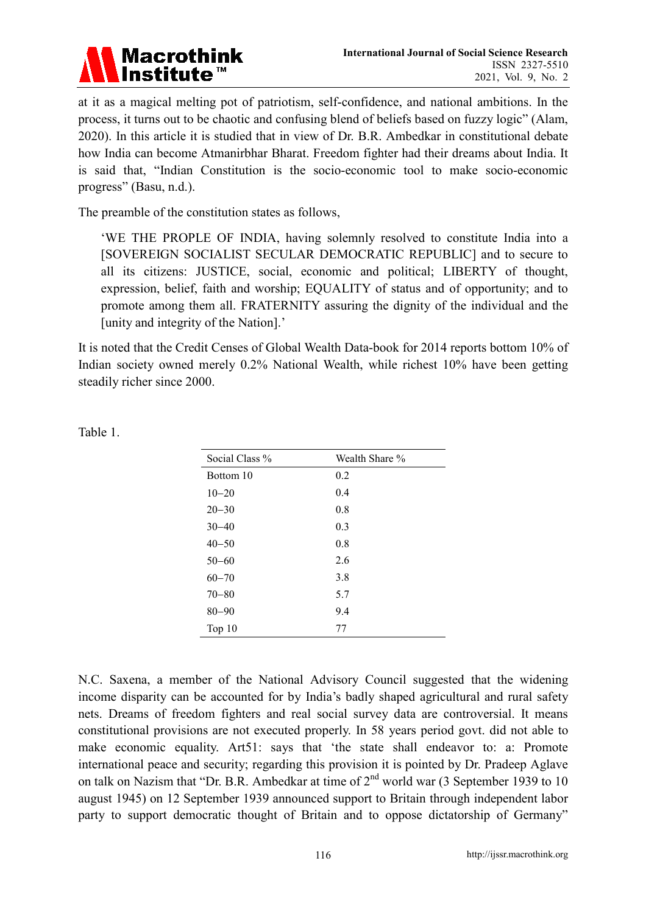at it as a magical melting pot of patriotism, self-confidence, and national ambitions. In the process, it turns out to be chaotic and confusing blend of beliefs based on fuzzy logic" (Alam, 2020). In this article it is studied that in view of Dr. B.R. Ambedkar in constitutional debate how India can become Atmanirbhar Bharat. Freedom fighter had their dreams about India. It is said that, "Indian Constitution is the socio-economic tool to make socio-economic progress" (Basu, n.d.).

The preamble of the constitution states as follows,

> 'WE THE PROPLE OF INDIA, having solemnly resolved to constitute India into a [SOVEREIGN SOCIALIST SECULAR DEMOCRATIC REPUBLIC] and to secure to all its citizens: JUSTICE, social, economic and political; LIBERTY of thought, expression, belief, faith and worship; EQUALITY of status and of opportunity; and to promote among them all. FRATERNITY assuring the dignity of the individual and the [unity and integrity of the Nation].'

It is noted that the Credit Censes of Global Wealth Data-book for 2014 reports bottom 10% of Indian society owned merely 0.2% National Wealth, while richest 10% have been getting steadily richer since 2000.

Table 1.

| Social Class % | Wealth Share % |
|---|---|
| Bottom 10 | 0.2 |
| 10–20 | 0.4 |
| 20–30 | 0.8 |
| 30–40 | 0.3 |
| 40–50 | 0.8 |
| 50–60 | 2.6 |
| 60–70 | 3.8 |
| 70–80 | 5.7 |
| 80–90 | 9.4 |
| Top 10 | 77 |

N.C. Saxena, a member of the National Advisory Council suggested that the widening income disparity can be accounted for by India's badly shaped agricultural and rural safety nets. Dreams of freedom fighters and real social survey data are controversial. It means constitutional provisions are not executed properly. In 58 years period govt. did not able to make economic equality. Art51: says that 'the state shall endeavor to: a: Promote international peace and security; regarding this provision it is pointed by Dr. Pradeep Aglave on talk on Nazism that "Dr. B.R. Ambedkar at time of 2nd world war (3 September 1939 to 10 august 1945) on 12 September 1939 announced support to Britain through independent labor party to support democratic thought of Britain and to oppose dictatorship of Germany"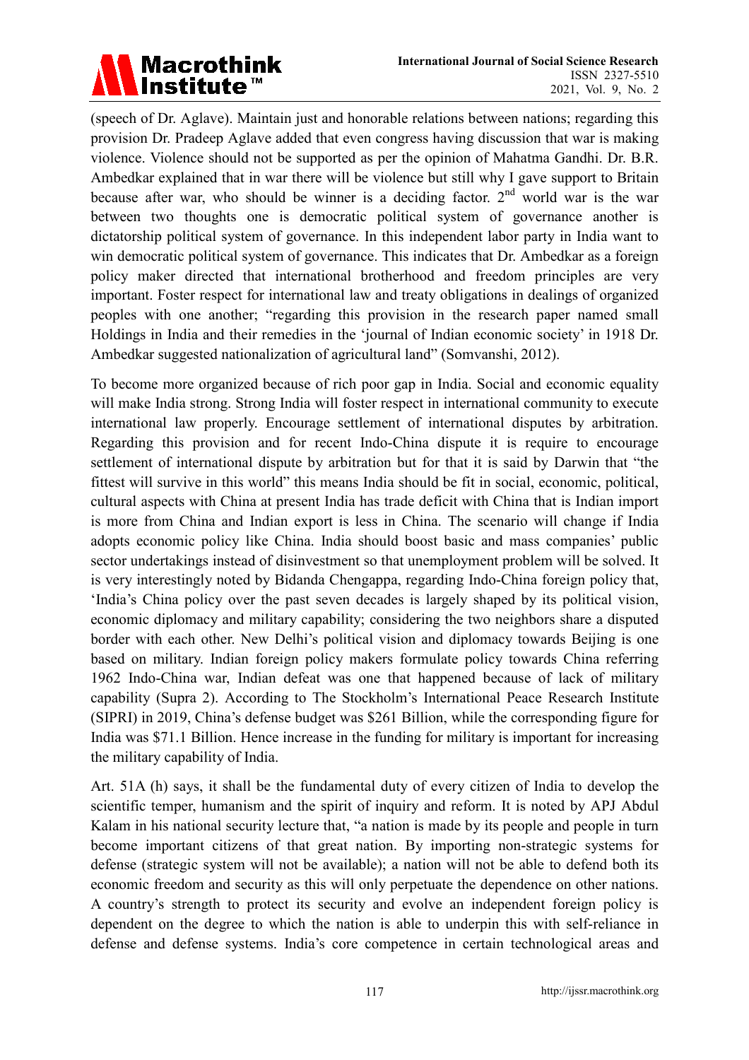(speech of Dr. Aglave). Maintain just and honorable relations between nations; regarding this provision Dr. Pradeep Aglave added that even congress having discussion that war is making violence. Violence should not be supported as per the opinion of Mahatma Gandhi. Dr. B.R. Ambedkar explained that in war there will be violence but still why I gave support to Britain because after war, who should be winner is a deciding factor. 2nd world war is the war between two thoughts one is democratic political system of governance another is dictatorship political system of governance. In this independent labor party in India want to win democratic political system of governance. This indicates that Dr. Ambedkar as a foreign policy maker directed that international brotherhood and freedom principles are very important. Foster respect for international law and treaty obligations in dealings of organized peoples with one another; "regarding this provision in the research paper named small Holdings in India and their remedies in the 'journal of Indian economic society' in 1918 Dr. Ambedkar suggested nationalization of agricultural land" (Somvanshi, 2012).

To become more organized because of rich poor gap in India. Social and economic equality will make India strong. Strong India will foster respect in international community to execute international law properly. Encourage settlement of international disputes by arbitration. Regarding this provision and for recent Indo-China dispute it is require to encourage settlement of international dispute by arbitration but for that it is said by Darwin that "the fittest will survive in this world" this means India should be fit in social, economic, political, cultural aspects with China at present India has trade deficit with China that is Indian import is more from China and Indian export is less in China. The scenario will change if India adopts economic policy like China. India should boost basic and mass companies' public sector undertakings instead of disinvestment so that unemployment problem will be solved. It is very interestingly noted by Bidanda Chengappa, regarding Indo-China foreign policy that, 'India's China policy over the past seven decades is largely shaped by its political vision, economic diplomacy and military capability; considering the two neighbors share a disputed border with each other. New Delhi's political vision and diplomacy towards Beijing is one based on military. Indian foreign policy makers formulate policy towards China referring 1962 Indo-China war, Indian defeat was one that happened because of lack of military capability (Supra 2). According to The Stockholm's International Peace Research Institute (SIPRI) in 2019, China's defense budget was $261 Billion, while the corresponding figure for India was $71.1 Billion. Hence increase in the funding for military is important for increasing the military capability of India.

Art. 51A (h) says, it shall be the fundamental duty of every citizen of India to develop the scientific temper, humanism and the spirit of inquiry and reform. It is noted by APJ Abdul Kalam in his national security lecture that, "a nation is made by its people and people in turn become important citizens of that great nation. By importing non-strategic systems for defense (strategic system will not be available); a nation will not be able to defend both its economic freedom and security as this will only perpetuate the dependence on other nations. A country's strength to protect its security and evolve an independent foreign policy is dependent on the degree to which the nation is able to underpin this with self-reliance in defense and defense systems. India's core competence in certain technological areas and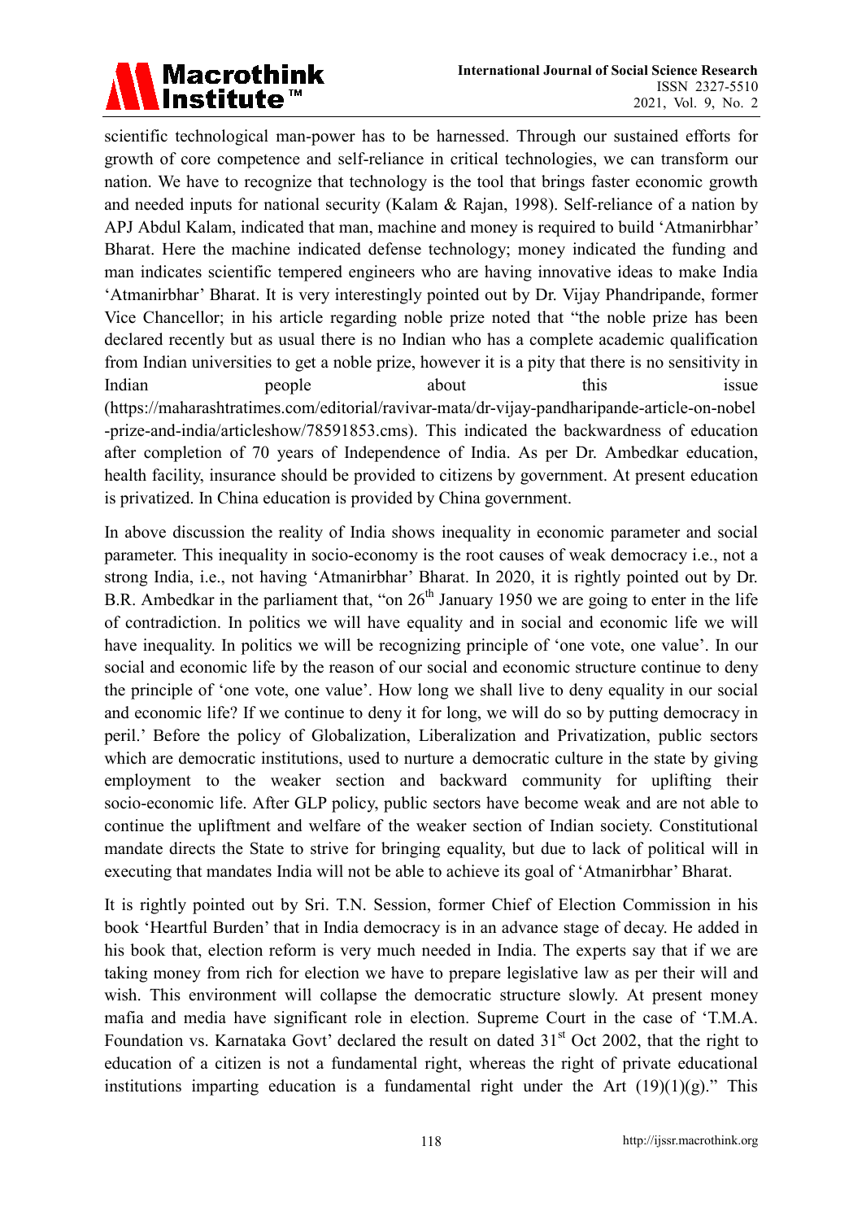scientific technological man-power has to be harnessed. Through our sustained efforts for growth of core competence and self-reliance in critical technologies, we can transform our nation. We have to recognize that technology is the tool that brings faster economic growth and needed inputs for national security (Kalam & Rajan, 1998). Self-reliance of a nation by APJ Abdul Kalam, indicated that man, machine and money is required to build 'Atmanirbhar' Bharat. Here the machine indicated defense technology; money indicated the funding and man indicates scientific tempered engineers who are having innovative ideas to make India 'Atmanirbhar' Bharat. It is very interestingly pointed out by Dr. Vijay Phandripande, former Vice Chancellor; in his article regarding noble prize noted that "the noble prize has been declared recently but as usual there is no Indian who has a complete academic qualification from Indian universities to get a noble prize, however it is a pity that there is no sensitivity in Indian people about this issue (https://maharashtratimes.com/editorial/ravivar-mata/dr-vijay-pandharipande-article-on-nobel-prize-and-india/articleshow/78591853.cms). This indicated the backwardness of education after completion of 70 years of Independence of India. As per Dr. Ambedkar education, health facility, insurance should be provided to citizens by government. At present education is privatized. In China education is provided by China government.

In above discussion the reality of India shows inequality in economic parameter and social parameter. This inequality in socio-economy is the root causes of weak democracy i.e., not a strong India, i.e., not having 'Atmanirbhar' Bharat. In 2020, it is rightly pointed out by Dr. B.R. Ambedkar in the parliament that, "on 26th January 1950 we are going to enter in the life of contradiction. In politics we will have equality and in social and economic life we will have inequality. In politics we will be recognizing principle of 'one vote, one value'. In our social and economic life by the reason of our social and economic structure continue to deny the principle of 'one vote, one value'. How long we shall live to deny equality in our social and economic life? If we continue to deny it for long, we will do so by putting democracy in peril.' Before the policy of Globalization, Liberalization and Privatization, public sectors which are democratic institutions, used to nurture a democratic culture in the state by giving employment to the weaker section and backward community for uplifting their socio-economic life. After GLP policy, public sectors have become weak and are not able to continue the upliftment and welfare of the weaker section of Indian society. Constitutional mandate directs the State to strive for bringing equality, but due to lack of political will in executing that mandates India will not be able to achieve its goal of 'Atmanirbhar' Bharat.

It is rightly pointed out by Sri. T.N. Session, former Chief of Election Commission in his book 'Heartful Burden' that in India democracy is in an advance stage of decay. He added in his book that, election reform is very much needed in India. The experts say that if we are taking money from rich for election we have to prepare legislative law as per their will and wish. This environment will collapse the democratic structure slowly. At present money mafia and media have significant role in election. Supreme Court in the case of 'T.M.A. Foundation vs. Karnataka Govt' declared the result on dated 31st Oct 2002, that the right to education of a citizen is not a fundamental right, whereas the right of private educational institutions imparting education is a fundamental right under the Art (19)(1)(g)." This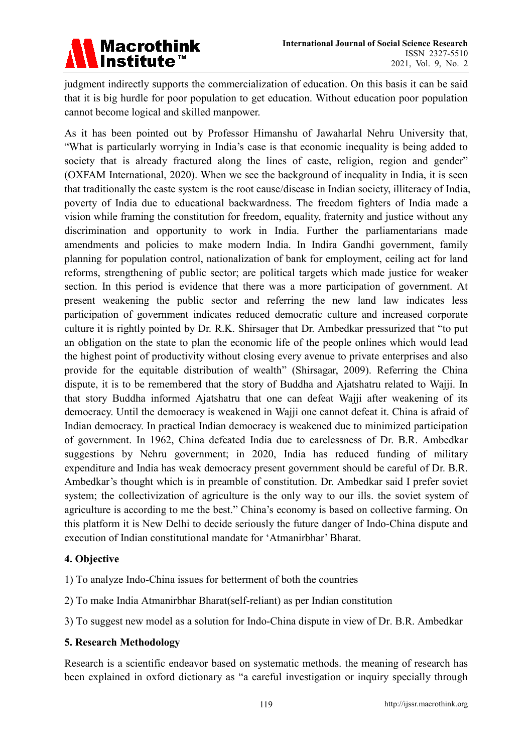judgment indirectly supports the commercialization of education. On this basis it can be said that it is big hurdle for poor population to get education. Without education poor population cannot become logical and skilled manpower.

As it has been pointed out by Professor Himanshu of Jawaharlal Nehru University that, "What is particularly worrying in India's case is that economic inequality is being added to society that is already fractured along the lines of caste, religion, region and gender" (OXFAM International, 2020). When we see the background of inequality in India, it is seen that traditionally the caste system is the root cause/disease in Indian society, illiteracy of India, poverty of India due to educational backwardness. The freedom fighters of India made a vision while framing the constitution for freedom, equality, fraternity and justice without any discrimination and opportunity to work in India. Further the parliamentarians made amendments and policies to make modern India. In Indira Gandhi government, family planning for population control, nationalization of bank for employment, ceiling act for land reforms, strengthening of public sector; are political targets which made justice for weaker section. In this period is evidence that there was a more participation of government. At present weakening the public sector and referring the new land law indicates less participation of government indicates reduced democratic culture and increased corporate culture it is rightly pointed by Dr. R.K. Shirsager that Dr. Ambedkar pressurized that "to put an obligation on the state to plan the economic life of the people onlines which would lead the highest point of productivity without closing every avenue to private enterprises and also provide for the equitable distribution of wealth" (Shirsagar, 2009). Referring the China dispute, it is to be remembered that the story of Buddha and Ajatshatru related to Wajji. In that story Buddha informed Ajatshatru that one can defeat Wajji after weakening of its democracy. Until the democracy is weakened in Wajji one cannot defeat it. China is afraid of Indian democracy. In practical Indian democracy is weakened due to minimized participation of government. In 1962, China defeated India due to carelessness of Dr. B.R. Ambedkar suggestions by Nehru government; in 2020, India has reduced funding of military expenditure and India has weak democracy present government should be careful of Dr. B.R. Ambedkar's thought which is in preamble of constitution. Dr. Ambedkar said I prefer soviet system; the collectivization of agriculture is the only way to our ills. the soviet system of agriculture is according to me the best." China's economy is based on collective farming. On this platform it is New Delhi to decide seriously the future danger of Indo-China dispute and execution of Indian constitutional mandate for 'Atmanirbhar' Bharat.

## 4. Objective

1) To analyze Indo-China issues for betterment of both the countries

2) To make India Atmanirbhar Bharat(self-reliant) as per Indian constitution

3) To suggest new model as a solution for Indo-China dispute in view of Dr. B.R. Ambedkar

## 5. Research Methodology

Research is a scientific endeavor based on systematic methods. the meaning of research has been explained in oxford dictionary as "a careful investigation or inquiry specially through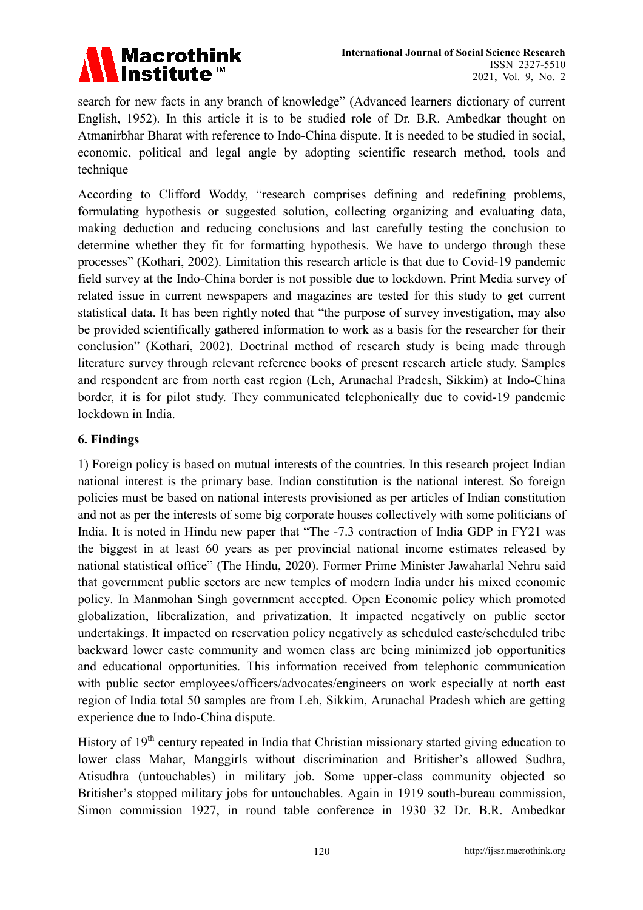search for new facts in any branch of knowledge" (Advanced learners dictionary of current English, 1952). In this article it is to be studied role of Dr. B.R. Ambedkar thought on Atmanirbhar Bharat with reference to Indo-China dispute. It is needed to be studied in social, economic, political and legal angle by adopting scientific research method, tools and technique

According to Clifford Woddy, "research comprises defining and redefining problems, formulating hypothesis or suggested solution, collecting organizing and evaluating data, making deduction and reducing conclusions and last carefully testing the conclusion to determine whether they fit for formatting hypothesis. We have to undergo through these processes" (Kothari, 2002). Limitation this research article is that due to Covid-19 pandemic field survey at the Indo-China border is not possible due to lockdown. Print Media survey of related issue in current newspapers and magazines are tested for this study to get current statistical data. It has been rightly noted that "the purpose of survey investigation, may also be provided scientifically gathered information to work as a basis for the researcher for their conclusion" (Kothari, 2002). Doctrinal method of research study is being made through literature survey through relevant reference books of present research article study. Samples and respondent are from north east region (Leh, Arunachal Pradesh, Sikkim) at Indo-China border, it is for pilot study. They communicated telephonically due to covid-19 pandemic lockdown in India.

## 6. Findings

1) Foreign policy is based on mutual interests of the countries. In this research project Indian national interest is the primary base. Indian constitution is the national interest. So foreign policies must be based on national interests provisioned as per articles of Indian constitution and not as per the interests of some big corporate houses collectively with some politicians of India. It is noted in Hindu new paper that "The -7.3 contraction of India GDP in FY21 was the biggest in at least 60 years as per provincial national income estimates released by national statistical office" (The Hindu, 2020). Former Prime Minister Jawaharlal Nehru said that government public sectors are new temples of modern India under his mixed economic policy. In Manmohan Singh government accepted. Open Economic policy which promoted globalization, liberalization, and privatization. It impacted negatively on public sector undertakings. It impacted on reservation policy negatively as scheduled caste/scheduled tribe backward lower caste community and women class are being minimized job opportunities and educational opportunities. This information received from telephonic communication with public sector employees/officers/advocates/engineers on work especially at north east region of India total 50 samples are from Leh, Sikkim, Arunachal Pradesh which are getting experience due to Indo-China dispute.

History of 19th century repeated in India that Christian missionary started giving education to lower class Mahar, Manggirls without discrimination and Britisher's allowed Sudhra, Atisudhra (untouchables) in military job. Some upper-class community objected so Britisher's stopped military jobs for untouchables. Again in 1919 south-bureau commission, Simon commission 1927, in round table conference in 1930–32 Dr. B.R. Ambedkar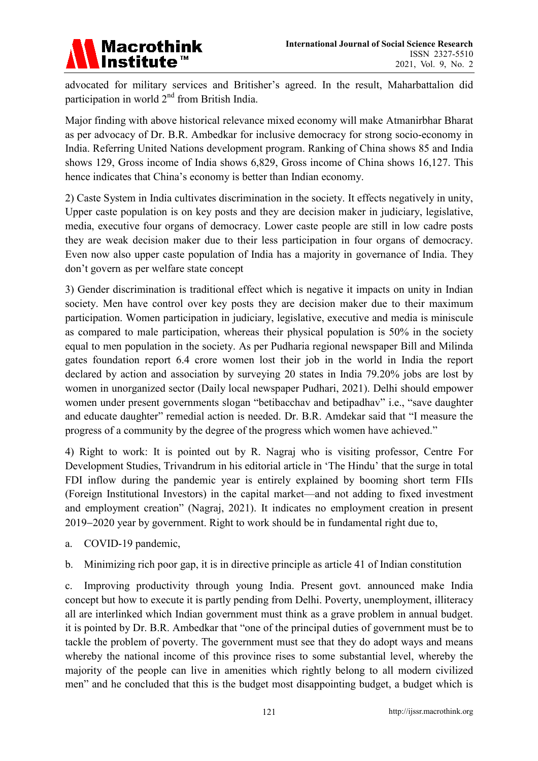advocated for military services and Britisher's agreed. In the result, Maharbattalion did participation in world 2nd from British India.

Major finding with above historical relevance mixed economy will make Atmanirbhar Bharat as per advocacy of Dr. B.R. Ambedkar for inclusive democracy for strong socio-economy in India. Referring United Nations development program. Ranking of China shows 85 and India shows 129, Gross income of India shows 6,829, Gross income of China shows 16,127. This hence indicates that China's economy is better than Indian economy.

2) Caste System in India cultivates discrimination in the society. It effects negatively in unity, Upper caste population is on key posts and they are decision maker in judiciary, legislative, media, executive four organs of democracy. Lower caste people are still in low cadre posts they are weak decision maker due to their less participation in four organs of democracy. Even now also upper caste population of India has a majority in governance of India. They don't govern as per welfare state concept

3) Gender discrimination is traditional effect which is negative it impacts on unity in Indian society. Men have control over key posts they are decision maker due to their maximum participation. Women participation in judiciary, legislative, executive and media is miniscule as compared to male participation, whereas their physical population is 50% in the society equal to men population in the society. As per Pudharia regional newspaper Bill and Milinda gates foundation report 6.4 crore women lost their job in the world in India the report declared by action and association by surveying 20 states in India 79.20% jobs are lost by women in unorganized sector (Daily local newspaper Pudhari, 2021). Delhi should empower women under present governments slogan "betibacchav and betipadhav" i.e., "save daughter and educate daughter" remedial action is needed. Dr. B.R. Amdekar said that "I measure the progress of a community by the degree of the progress which women have achieved."

4) Right to work: It is pointed out by R. Nagraj who is visiting professor, Centre For Development Studies, Trivandrum in his editorial article in 'The Hindu' that the surge in total FDI inflow during the pandemic year is entirely explained by booming short term FIIs (Foreign Institutional Investors) in the capital market—and not adding to fixed investment and employment creation" (Nagraj, 2021). It indicates no employment creation in present 2019–2020 year by government. Right to work should be in fundamental right due to,

a. COVID-19 pandemic,

b. Minimizing rich poor gap, it is in directive principle as article 41 of Indian constitution

c. Improving productivity through young India. Present govt. announced make India concept but how to execute it is partly pending from Delhi. Poverty, unemployment, illiteracy all are interlinked which Indian government must think as a grave problem in annual budget. it is pointed by Dr. B.R. Ambedkar that "one of the principal duties of government must be to tackle the problem of poverty. The government must see that they do adopt ways and means whereby the national income of this province rises to some substantial level, whereby the majority of the people can live in amenities which rightly belong to all modern civilized men" and he concluded that this is the budget most disappointing budget, a budget which is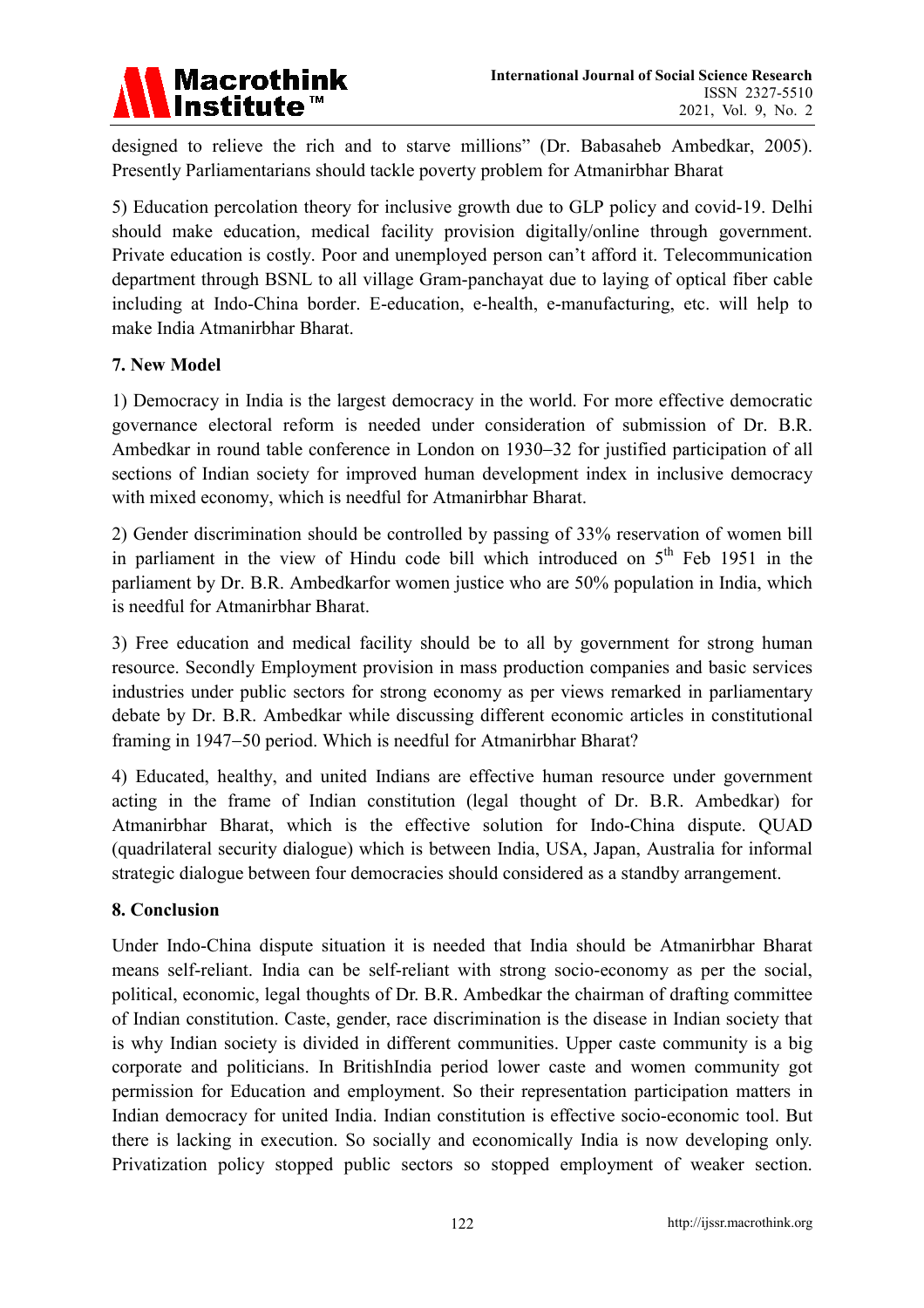designed to relieve the rich and to starve millions" (Dr. Babasaheb Ambedkar, 2005). Presently Parliamentarians should tackle poverty problem for Atmanirbhar Bharat

5) Education percolation theory for inclusive growth due to GLP policy and covid-19. Delhi should make education, medical facility provision digitally/online through government. Private education is costly. Poor and unemployed person can't afford it. Telecommunication department through BSNL to all village Gram-panchayat due to laying of optical fiber cable including at Indo-China border. E-education, e-health, e-manufacturing, etc. will help to make India Atmanirbhar Bharat.

## 7. New Model

1) Democracy in India is the largest democracy in the world. For more effective democratic governance electoral reform is needed under consideration of submission of Dr. B.R. Ambedkar in round table conference in London on 1930–32 for justified participation of all sections of Indian society for improved human development index in inclusive democracy with mixed economy, which is needful for Atmanirbhar Bharat.

2) Gender discrimination should be controlled by passing of 33% reservation of women bill in parliament in the view of Hindu code bill which introduced on 5th Feb 1951 in the parliament by Dr. B.R. Ambedkarfor women justice who are 50% population in India, which is needful for Atmanirbhar Bharat.

3) Free education and medical facility should be to all by government for strong human resource. Secondly Employment provision in mass production companies and basic services industries under public sectors for strong economy as per views remarked in parliamentary debate by Dr. B.R. Ambedkar while discussing different economic articles in constitutional framing in 1947–50 period. Which is needful for Atmanirbhar Bharat?

4) Educated, healthy, and united Indians are effective human resource under government acting in the frame of Indian constitution (legal thought of Dr. B.R. Ambedkar) for Atmanirbhar Bharat, which is the effective solution for Indo-China dispute. QUAD (quadrilateral security dialogue) which is between India, USA, Japan, Australia for informal strategic dialogue between four democracies should considered as a standby arrangement.

## 8. Conclusion

Under Indo-China dispute situation it is needed that India should be Atmanirbhar Bharat means self-reliant. India can be self-reliant with strong socio-economy as per the social, political, economic, legal thoughts of Dr. B.R. Ambedkar the chairman of drafting committee of Indian constitution. Caste, gender, race discrimination is the disease in Indian society that is why Indian society is divided in different communities. Upper caste community is a big corporate and politicians. In BritishIndia period lower caste and women community got permission for Education and employment. So their representation participation matters in Indian democracy for united India. Indian constitution is effective socio-economic tool. But there is lacking in execution. So socially and economically India is now developing only. Privatization policy stopped public sectors so stopped employment of weaker section.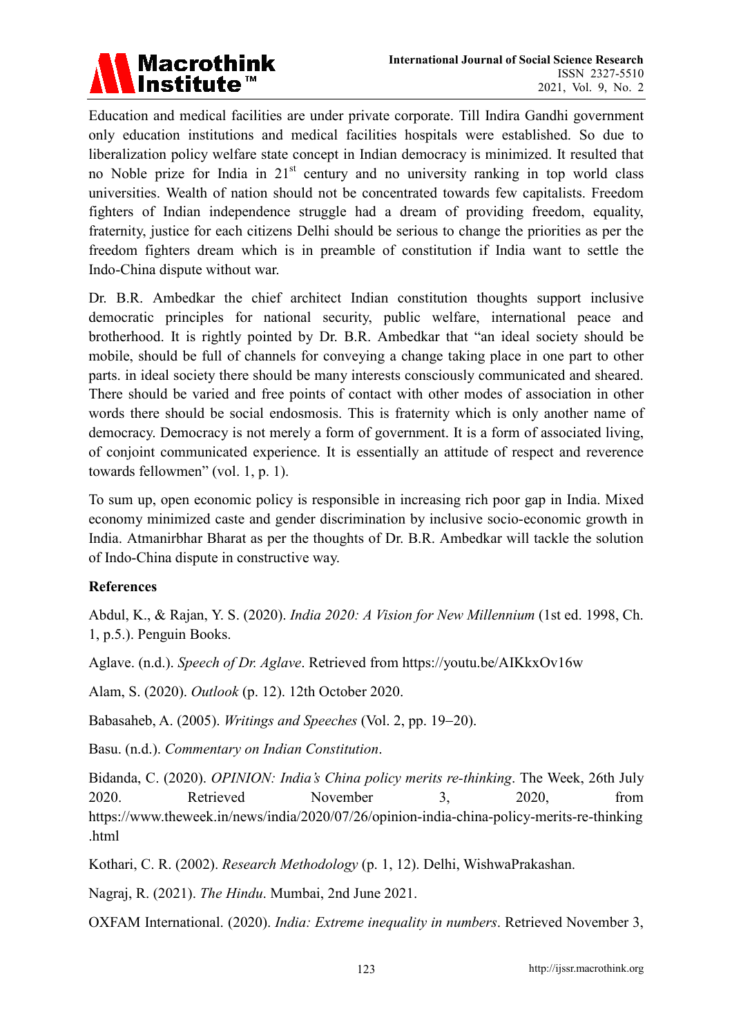Education and medical facilities are under private corporate. Till Indira Gandhi government only education institutions and medical facilities hospitals were established. So due to liberalization policy welfare state concept in Indian democracy is minimized. It resulted that no Noble prize for India in 21st century and no university ranking in top world class universities. Wealth of nation should not be concentrated towards few capitalists. Freedom fighters of Indian independence struggle had a dream of providing freedom, equality, fraternity, justice for each citizens Delhi should be serious to change the priorities as per the freedom fighters dream which is in preamble of constitution if India want to settle the Indo-China dispute without war.

Dr. B.R. Ambedkar the chief architect Indian constitution thoughts support inclusive democratic principles for national security, public welfare, international peace and brotherhood. It is rightly pointed by Dr. B.R. Ambedkar that "an ideal society should be mobile, should be full of channels for conveying a change taking place in one part to other parts. in ideal society there should be many interests consciously communicated and sheared. There should be varied and free points of contact with other modes of association in other words there should be social endosmosis. This is fraternity which is only another name of democracy. Democracy is not merely a form of government. It is a form of associated living, of conjoint communicated experience. It is essentially an attitude of respect and reverence towards fellowmen" (vol. 1, p. 1).

To sum up, open economic policy is responsible in increasing rich poor gap in India. Mixed economy minimized caste and gender discrimination by inclusive socio-economic growth in India. Atmanirbhar Bharat as per the thoughts of Dr. B.R. Ambedkar will tackle the solution of Indo-China dispute in constructive way.

## References

Abdul, K., & Rajan, Y. S. (2020). *India 2020: A Vision for New Millennium* (1st ed. 1998, Ch. 1, p.5.). Penguin Books.

Aglave. (n.d.). *Speech of Dr. Aglave*. Retrieved from https://youtu.be/AIKkxOv16w

Alam, S. (2020). *Outlook* (p. 12). 12th October 2020.

Babasaheb, A. (2005). *Writings and Speeches* (Vol. 2, pp. 19–20).

Basu. (n.d.). *Commentary on Indian Constitution*.

Bidanda, C. (2020). *OPINION: India's China policy merits re-thinking*. The Week, 26th July 2020. Retrieved November 3, 2020, from https://www.theweek.in/news/india/2020/07/26/opinion-india-china-policy-merits-re-thinking.html

Kothari, C. R. (2002). *Research Methodology* (p. 1, 12). Delhi, WishwaPrakashan.

Nagraj, R. (2021). *The Hindu*. Mumbai, 2nd June 2021.

OXFAM International. (2020). *India: Extreme inequality in numbers*. Retrieved November 3,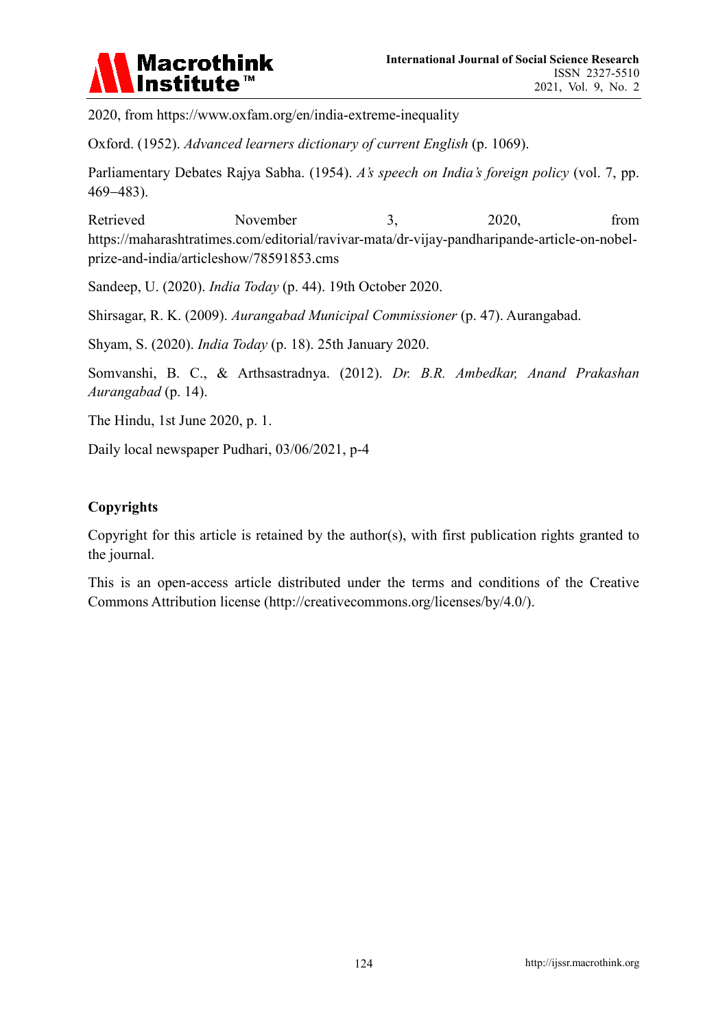2020, from https://www.oxfam.org/en/india-extreme-inequality

Oxford. (1952). *Advanced learners dictionary of current English* (p. 1069).

Parliamentary Debates Rajya Sabha. (1954). *A's speech on India's foreign policy* (vol. 7, pp. 469–483).

Retrieved November 3, 2020, from https://maharashtratimes.com/editorial/ravivar-mata/dr-vijay-pandharipande-article-on-nobel-prize-and-india/articleshow/78591853.cms

Sandeep, U. (2020). *India Today* (p. 44). 19th October 2020.

Shirsagar, R. K. (2009). *Aurangabad Municipal Commissioner* (p. 47). Aurangabad.

Shyam, S. (2020). *India Today* (p. 18). 25th January 2020.

Somvanshi, B. C., & Arthsastradnya. (2012). *Dr. B.R. Ambedkar, Anand Prakashan Aurangabad* (p. 14).

The Hindu, 1st June 2020, p. 1.

Daily local newspaper Pudhari, 03/06/2021, p-4

## Copyrights

Copyright for this article is retained by the author(s), with first publication rights granted to the journal.

This is an open-access article distributed under the terms and conditions of the Creative Commons Attribution license (http://creativecommons.org/licenses/by/4.0/).